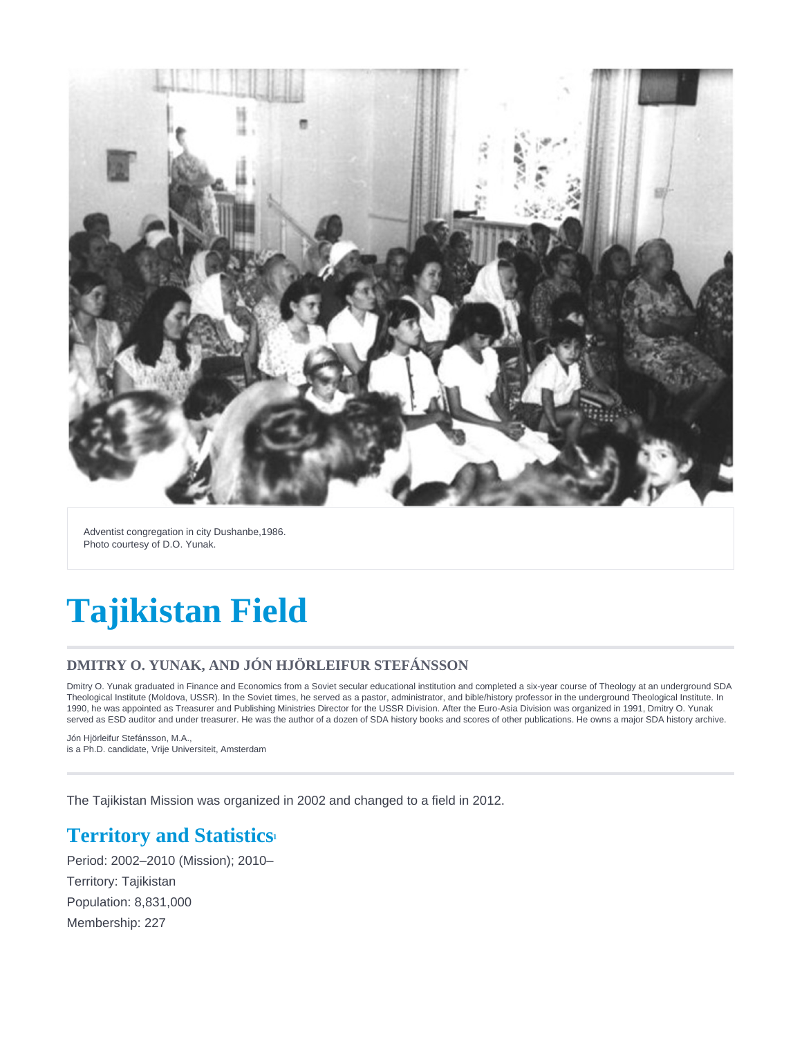Adventist congregation in city Dushanbe,1986.
Photo courtesy of D.O. Yunak.

# Tajikistan Field

### DMITRY O. YUNAK, AND JÓN HJÖRLEIFUR STEFÁNSSON

Dmitry O. Yunak graduated in Finance and Economics from a Soviet secular educational institution and completed a six-year course of Theology at an underground SDA Theological Institute (Moldova, USSR). In the Soviet times, he served as a pastor, administrator, and bible/history professor in the underground Theological Institute. In 1990, he was appointed as Treasurer and Publishing Ministries Director for the USSR Division. After the Euro-Asia Division was organized in 1991, Dmitry O. Yunak served as ESD auditor and under treasurer. He was the author of a dozen of SDA history books and scores of other publications. He owns a major SDA history archive.

Jón Hjörleifur Stefánsson, M.A.,
is a Ph.D. candidate, Vrije Universiteit, Amsterdam

The Tajikistan Mission was organized in 2002 and changed to a field in 2012.

## Territory and Statistics[1]

Period: 2002–2010 (Mission); 2010–

Territory: Tajikistan

Population: 8,831,000

Membership: 227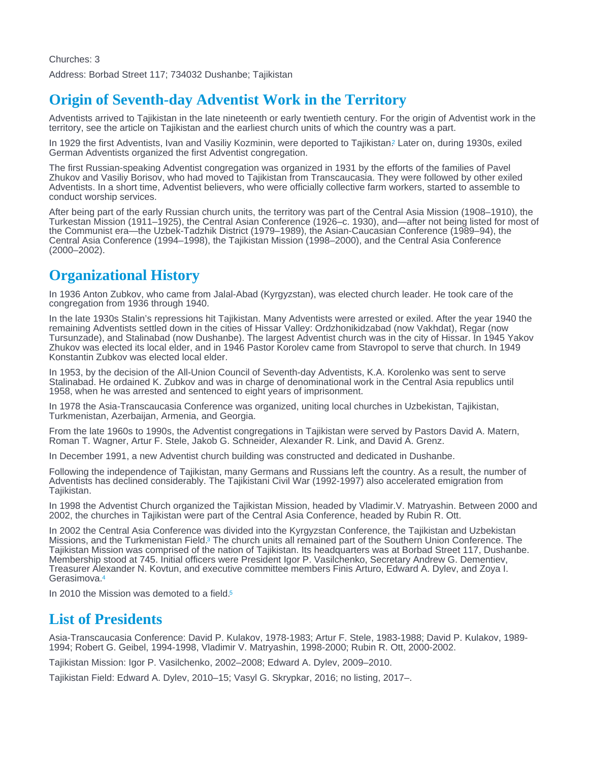Churches: 3

Address: Borbad Street 117; 734032 Dushanbe; Tajikistan

## Origin of Seventh-day Adventist Work in the Territory

Adventists arrived to Tajikistan in the late nineteenth or early twentieth century. For the origin of Adventist work in the territory, see the article on Tajikistan and the earliest church units of which the country was a part.

In 1929 the first Adventists, Ivan and Vasiliy Kozminin, were deported to Tajikistan.[2] Later on, during 1930s, exiled German Adventists organized the first Adventist congregation.

The first Russian-speaking Adventist congregation was organized in 1931 by the efforts of the families of Pavel Zhukov and Vasiliy Borisov, who had moved to Tajikistan from Transcaucasia. They were followed by other exiled Adventists. In a short time, Adventist believers, who were officially collective farm workers, started to assemble to conduct worship services.

After being part of the early Russian church units, the territory was part of the Central Asia Mission (1908–1910), the Turkestan Mission (1911–1925), the Central Asian Conference (1926–c. 1930), and—after not being listed for most of the Communist era—the Uzbek-Tadzhik District (1979–1989), the Asian-Caucasian Conference (1989–94), the Central Asia Conference (1994–1998), the Tajikistan Mission (1998–2000), and the Central Asia Conference (2000–2002).

## Organizational History

In 1936 Anton Zubkov, who came from Jalal-Abad (Kyrgyzstan), was elected church leader. He took care of the congregation from 1936 through 1940.

In the late 1930s Stalin's repressions hit Tajikistan. Many Adventists were arrested or exiled. After the year 1940 the remaining Adventists settled down in the cities of Hissar Valley: Ordzhonikidzabad (now Vakhdat), Regar (now Tursunzade), and Stalinabad (now Dushanbe). The largest Adventist church was in the city of Hissar. In 1945 Yakov Zhukov was elected its local elder, and in 1946 Pastor Korolev came from Stavropol to serve that church. In 1949 Konstantin Zubkov was elected local elder.

In 1953, by the decision of the All-Union Council of Seventh-day Adventists, K.A. Korolenko was sent to serve Stalinabad. He ordained K. Zubkov and was in charge of denominational work in the Central Asia republics until 1958, when he was arrested and sentenced to eight years of imprisonment.

In 1978 the Asia-Transcaucasia Conference was organized, uniting local churches in Uzbekistan, Tajikistan, Turkmenistan, Azerbaijan, Armenia, and Georgia.

From the late 1960s to 1990s, the Adventist congregations in Tajikistan were served by Pastors David A. Matern, Roman T. Wagner, Artur F. Stele, Jakob G. Schneider, Alexander R. Link, and David A. Grenz.

In December 1991, a new Adventist church building was constructed and dedicated in Dushanbe.

Following the independence of Tajikistan, many Germans and Russians left the country. As a result, the number of Adventists has declined considerably. The Tajikistani Civil War (1992-1997) also accelerated emigration from Tajikistan.

In 1998 the Adventist Church organized the Tajikistan Mission, headed by Vladimir.V. Matryashin. Between 2000 and 2002, the churches in Tajikistan were part of the Central Asia Conference, headed by Rubin R. Ott.

In 2002 the Central Asia Conference was divided into the Kyrgyzstan Conference, the Tajikistan and Uzbekistan Missions, and the Turkmenistan Field.[3] The church units all remained part of the Southern Union Conference. The Tajikistan Mission was comprised of the nation of Tajikistan. Its headquarters was at Borbad Street 117, Dushanbe. Membership stood at 745. Initial officers were President Igor P. Vasilchenko, Secretary Andrew G. Dementiev, Treasurer Alexander N. Kovtun, and executive committee members Finis Arturo, Edward A. Dylev, and Zoya I. Gerasimova.[4]

In 2010 the Mission was demoted to a field.[5]

## List of Presidents

Asia-Transcaucasia Conference: David P. Kulakov, 1978-1983; Artur F. Stele, 1983-1988; David P. Kulakov, 1989-1994; Robert G. Geibel, 1994-1998, Vladimir V. Matryashin, 1998-2000; Rubin R. Ott, 2000-2002.

Tajikistan Mission: Igor P. Vasilchenko, 2002–2008; Edward A. Dylev, 2009–2010.

Tajikistan Field: Edward A. Dylev, 2010–15; Vasyl G. Skrypkar, 2016; no listing, 2017–.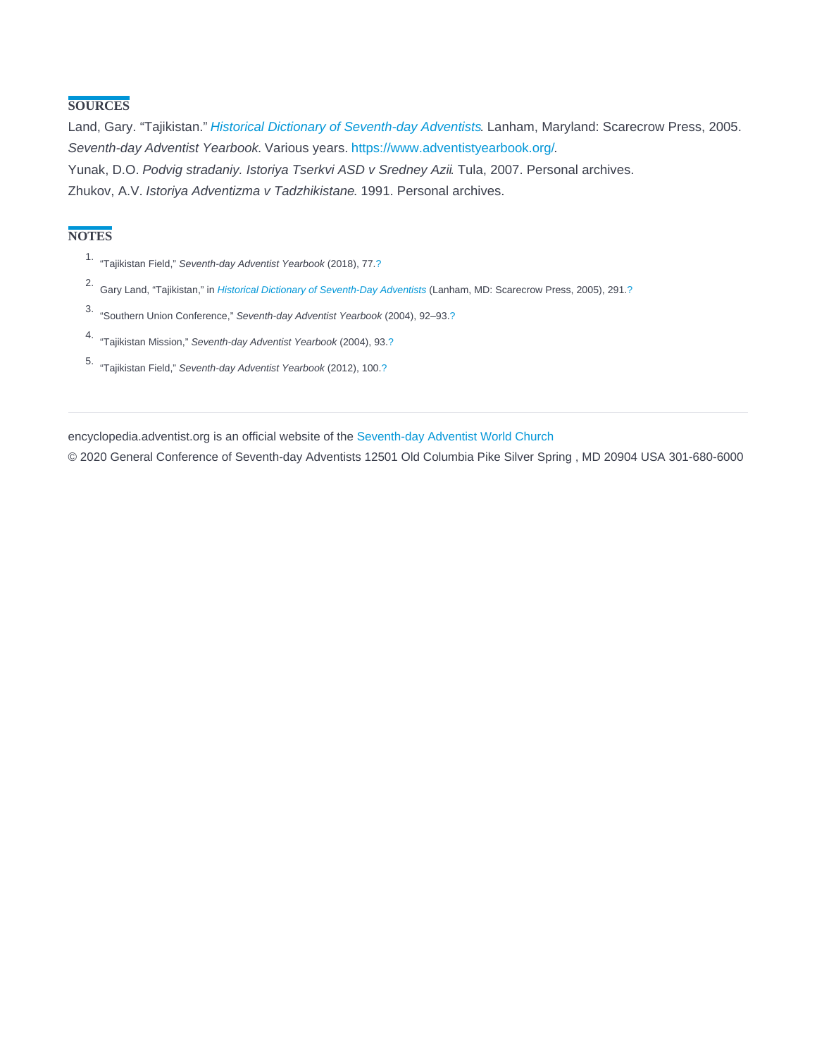## SOURCES

Land, Gary. "Tajikistan." *Historical Dictionary of Seventh-day Adventists*. Lanham, Maryland: Scarecrow Press, 2005.

*Seventh-day Adventist Yearbook.* Various years. https://www.adventistyearbook.org/.

Yunak, D.O. *Podvig stradaniy. Istoriya Tserkvi ASD v Sredney Azii*. Tula, 2007. Personal archives.

Zhukov, A.V. *Istoriya Adventizma v Tadzhikistane*. 1991. Personal archives.

## NOTES

1. "Tajikistan Field," *Seventh-day Adventist Yearbook* (2018), 77.?
2. Gary Land, "Tajikistan," in *Historical Dictionary of Seventh-Day Adventists* (Lanham, MD: Scarecrow Press, 2005), 291.?
3. "Southern Union Conference," *Seventh-day Adventist Yearbook* (2004), 92–93.?
4. "Tajikistan Mission," *Seventh-day Adventist Yearbook* (2004), 93.?
5. "Tajikistan Field," *Seventh-day Adventist Yearbook* (2012), 100.?

---

encyclopedia.adventist.org is an official website of the Seventh-day Adventist World Church

© 2020 General Conference of Seventh-day Adventists 12501 Old Columbia Pike Silver Spring , MD 20904 USA 301-680-6000